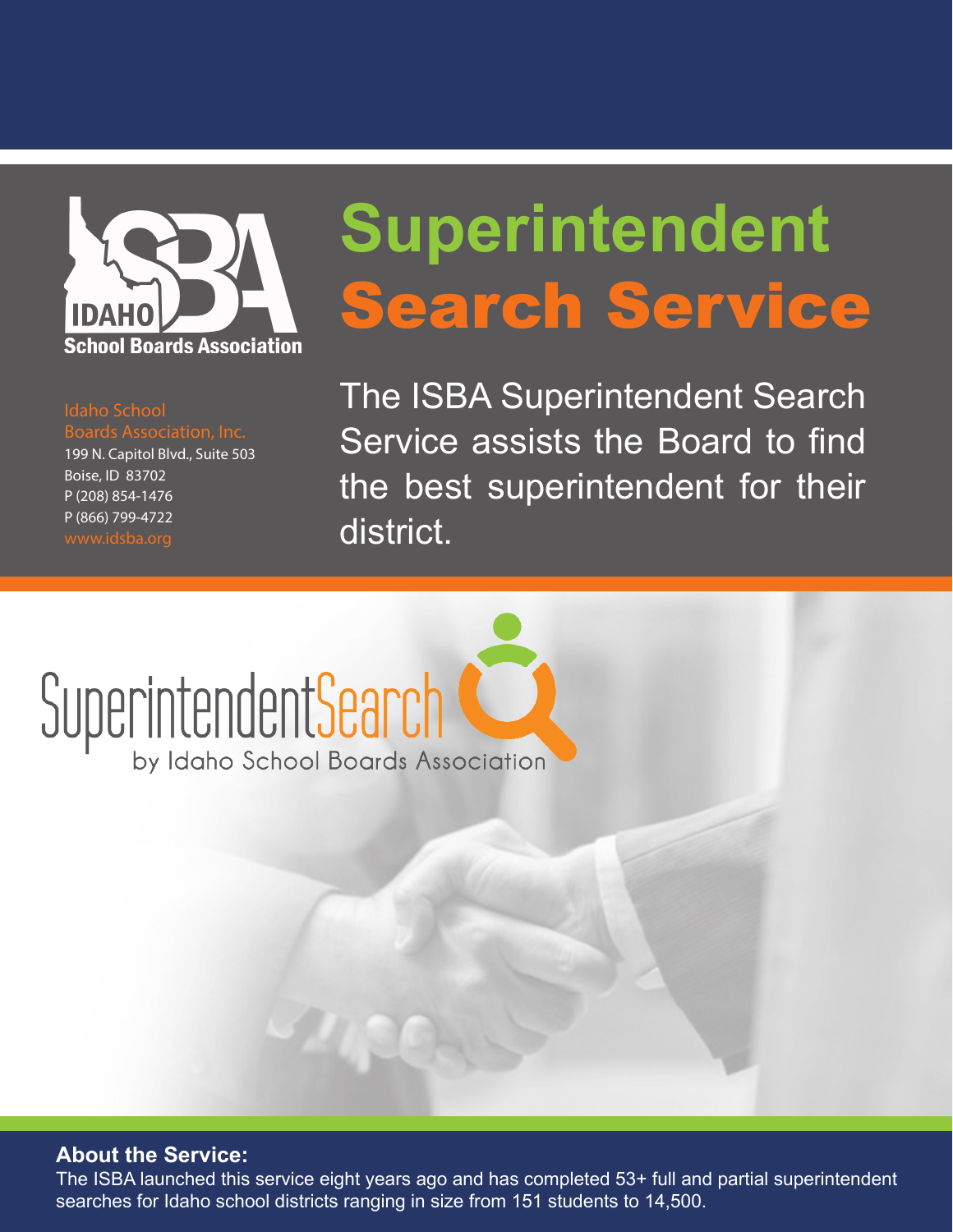IDAHO School Boards Association

# Superintendent Search Service

Idaho School Boards Association, Inc.
199 N. Capitol Blvd., Suite 503
Boise, ID 83702
P (208) 854-1476
P (866) 799-4722
www.idsba.org

The ISBA Superintendent Search Service assists the Board to find the best superintendent for their district.

SuperintendentSearch by Idaho School Boards Association

**About the Service:**
The ISBA launched this service eight years ago and has completed 53+ full and partial superintendent searches for Idaho school districts ranging in size from 151 students to 14,500.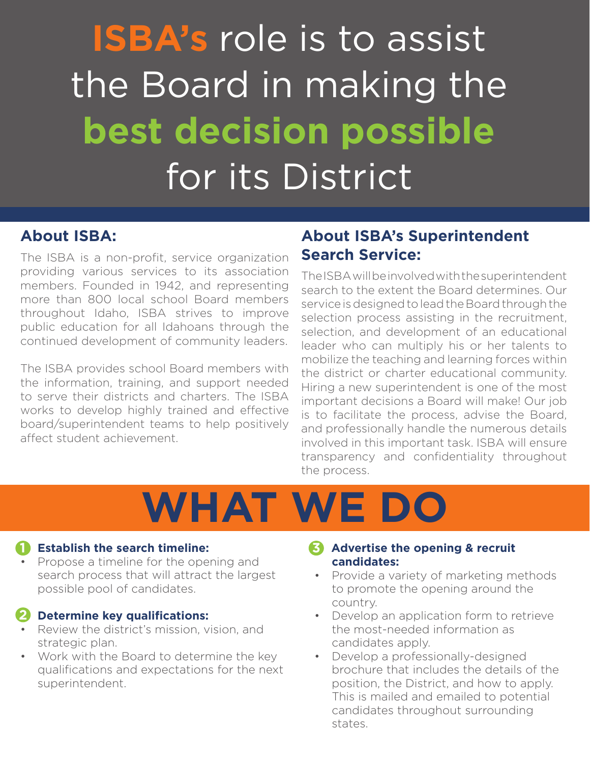# **ISBA's** role is to assist the Board in making the **best decision possible** for its District

## About ISBA:

The ISBA is a non-profit, service organization providing various services to its association members. Founded in 1942, and representing more than 800 local school Board members throughout Idaho, ISBA strives to improve public education for all Idahoans through the continued development of community leaders.

The ISBA provides school Board members with the information, training, and support needed to serve their districts and charters. The ISBA works to develop highly trained and effective board/superintendent teams to help positively affect student achievement.

## About ISBA's Superintendent Search Service:

The ISBA will be involved with the superintendent search to the extent the Board determines. Our service is designed to lead the Board through the selection process assisting in the recruitment, selection, and development of an educational leader who can multiply his or her talents to mobilize the teaching and learning forces within the district or charter educational community. Hiring a new superintendent is one of the most important decisions a Board will make! Our job is to facilitate the process, advise the Board, and professionally handle the numerous details involved in this important task. ISBA will ensure transparency and confidentiality throughout the process.

# WHAT WE DO

1. **Establish the search timeline:**
   - Propose a timeline for the opening and search process that will attract the largest possible pool of candidates.

2. **Determine key qualifications:**
   - Review the district's mission, vision, and strategic plan.
   - Work with the Board to determine the key qualifications and expectations for the next superintendent.

3. **Advertise the opening & recruit candidates:**
   - Provide a variety of marketing methods to promote the opening around the country.
   - Develop an application form to retrieve the most-needed information as candidates apply.
   - Develop a professionally-designed brochure that includes the details of the position, the District, and how to apply. This is mailed and emailed to potential candidates throughout surrounding states.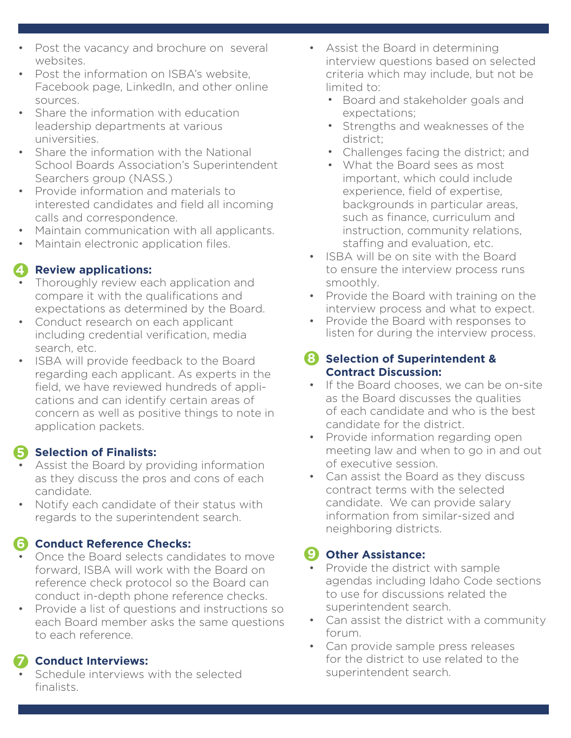- Post the vacancy and brochure on several websites.
- Post the information on ISBA's website, Facebook page, LinkedIn, and other online sources.
- Share the information with education leadership departments at various universities.
- Share the information with the National School Boards Association's Superintendent Searchers group (NASS.)
- Provide information and materials to interested candidates and field all incoming calls and correspondence.
- Maintain communication with all applicants.
- Maintain electronic application files.

### 4 Review applications:

- Thoroughly review each application and compare it with the qualifications and expectations as determined by the Board.
- Conduct research on each applicant including credential verification, media search, etc.
- ISBA will provide feedback to the Board regarding each applicant. As experts in the field, we have reviewed hundreds of applications and can identify certain areas of concern as well as positive things to note in application packets.

### 5 Selection of Finalists:

- Assist the Board by providing information as they discuss the pros and cons of each candidate.
- Notify each candidate of their status with regards to the superintendent search.

### 6 Conduct Reference Checks:

- Once the Board selects candidates to move forward, ISBA will work with the Board on reference check protocol so the Board can conduct in-depth phone reference checks.
- Provide a list of questions and instructions so each Board member asks the same questions to each reference.

### 7 Conduct Interviews:

- Schedule interviews with the selected finalists.
- Assist the Board in determining interview questions based on selected criteria which may include, but not be limited to:
  - Board and stakeholder goals and expectations;
  - Strengths and weaknesses of the district;
  - Challenges facing the district; and
  - What the Board sees as most important, which could include experience, field of expertise, backgrounds in particular areas, such as finance, curriculum and instruction, community relations, staffing and evaluation, etc.
- ISBA will be on site with the Board to ensure the interview process runs smoothly.
- Provide the Board with training on the interview process and what to expect.
- Provide the Board with responses to listen for during the interview process.

### 8 Selection of Superintendent & Contract Discussion:

- If the Board chooses, we can be on-site as the Board discusses the qualities of each candidate and who is the best candidate for the district.
- Provide information regarding open meeting law and when to go in and out of executive session.
- Can assist the Board as they discuss contract terms with the selected candidate. We can provide salary information from similar-sized and neighboring districts.

### 9 Other Assistance:

- Provide the district with sample agendas including Idaho Code sections to use for discussions related the superintendent search.
- Can assist the district with a community forum.
- Can provide sample press releases for the district to use related to the superintendent search.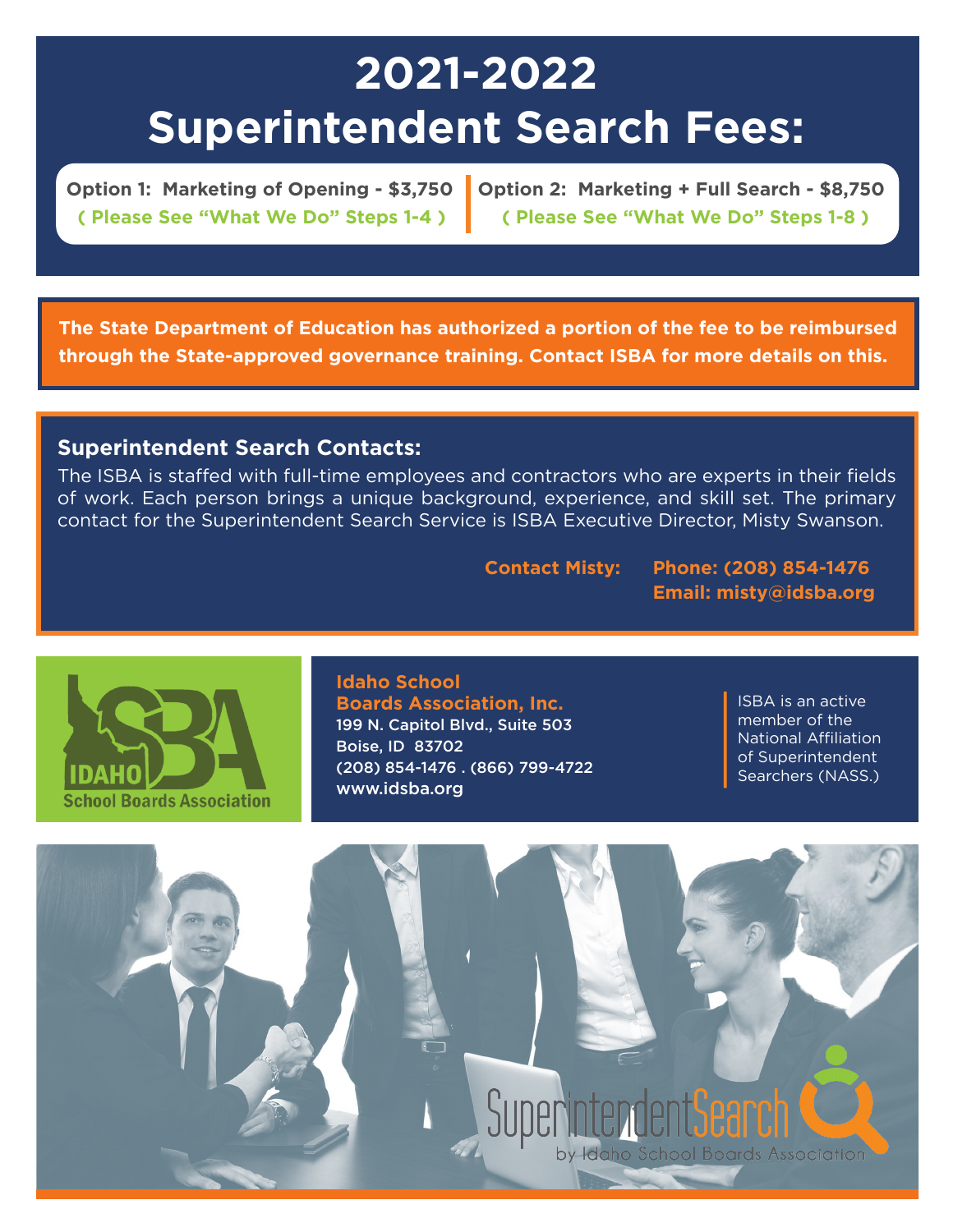# 2021-2022
# Superintendent Search Fees:

**Option 1: Marketing of Opening - $3,750**
**( Please See "What We Do" Steps 1-4 )**

**Option 2: Marketing + Full Search - $8,750**
**( Please See "What We Do" Steps 1-8 )**

**The State Department of Education has authorized a portion of the fee to be reimbursed through the State-approved governance training. Contact ISBA for more details on this.**

### Superintendent Search Contacts:

The ISBA is staffed with full-time employees and contractors who are experts in their fields of work. Each person brings a unique background, experience, and skill set. The primary contact for the Superintendent Search Service is ISBA Executive Director, Misty Swanson.

**Contact Misty:** **Phone: (208) 854-1476**
**Email: misty@idsba.org**

IDAHO School Boards Association

**Idaho School Boards Association, Inc.**
199 N. Capitol Blvd., Suite 503
Boise, ID 83702
(208) 854-1476 . (866) 799-4722
www.idsba.org

ISBA is an active member of the National Affiliation of Superintendent Searchers (NASS.)

SuperintendentSearch by Idaho School Boards Association